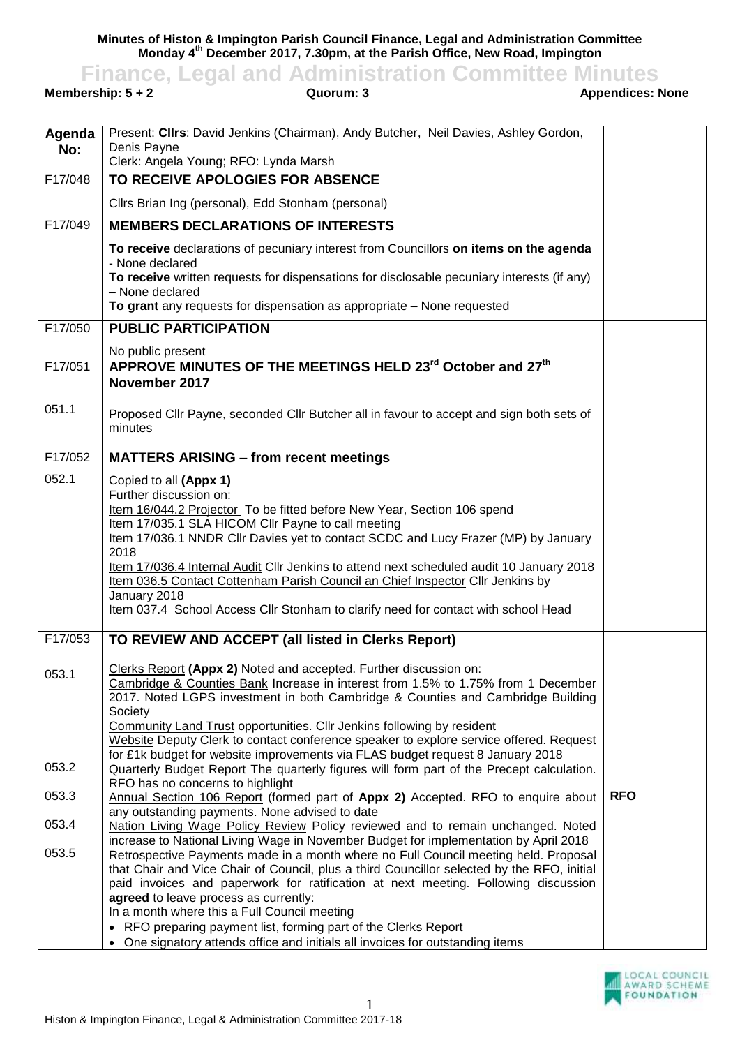**Minutes of Histon & Impington Parish Council Finance, Legal and Administration Committee Monday 4th December 2017, 7.30pm, at the Parish Office, New Road, Impington**

# Finance, Legal and Administration Committee Minutes

**Membership: 5 + 2** Quorum: 3 **Appendices: None**

| Agenda No: | Present: **Cllrs**: David Jenkins (Chairman), Andy Butcher, Neil Davies, Ashley Gordon, Denis Payne<br>Clerk: Angela Young; RFO: Lynda Marsh | |
|---|---|---|
| F17/048 | **TO RECEIVE APOLOGIES FOR ABSENCE** | |
| | Cllrs Brian Ing (personal), Edd Stonham (personal) | |
| F17/049 | **MEMBERS DECLARATIONS OF INTERESTS** | |
| | **To receive** declarations of pecuniary interest from Councillors **on items on the agenda** - None declared<br>**To receive** written requests for dispensations for disclosable pecuniary interests (if any) – None declared<br>**To grant** any requests for dispensation as appropriate – None requested | |
| F17/050 | **PUBLIC PARTICIPATION** | |
| | No public present | |
| F17/051 | **APPROVE MINUTES OF THE MEETINGS HELD 23rd October and 27th November 2017** | |
| 051.1 | Proposed Cllr Payne, seconded Cllr Butcher all in favour to accept and sign both sets of minutes | |
| F17/052 | **MATTERS ARISING – from recent meetings** | |
| 052.1 | Copied to all **(Appx 1)**<br>Further discussion on:<br>Item 16/044.2 Projector To be fitted before New Year, Section 106 spend<br>Item 17/035.1 SLA HICOM Cllr Payne to call meeting<br>Item 17/036.1 NNDR Cllr Davies yet to contact SCDC and Lucy Frazer (MP) by January 2018<br>Item 17/036.4 Internal Audit Cllr Jenkins to attend next scheduled audit 10 January 2018<br>Item 036.5 Contact Cottenham Parish Council an Chief Inspector Cllr Jenkins by January 2018<br>Item 037.4 School Access Cllr Stonham to clarify need for contact with school Head | |
| F17/053 | **TO REVIEW AND ACCEPT (all listed in Clerks Report)** | |
| 053.1 | Clerks Report **(Appx 2)** Noted and accepted. Further discussion on:<br>Cambridge & Counties Bank Increase in interest from 1.5% to 1.75% from 1 December 2017. Noted LGPS investment in both Cambridge & Counties and Cambridge Building Society<br>Community Land Trust opportunities. Cllr Jenkins following by resident<br>Website Deputy Clerk to contact conference speaker to explore service offered. Request for £1k budget for website improvements via FLAS budget request 8 January 2018 | |
| 053.2 | Quarterly Budget Report The quarterly figures will form part of the Precept calculation. RFO has no concerns to highlight | |
| 053.3 | Annual Section 106 Report (formed part of **Appx 2)** Accepted. RFO to enquire about any outstanding payments. None advised to date | **RFO** |
| 053.4 | Nation Living Wage Policy Review Policy reviewed and to remain unchanged. Noted increase to National Living Wage in November Budget for implementation by April 2018 | |
| 053.5 | Retrospective Payments made in a month where no Full Council meeting held. Proposal that Chair and Vice Chair of Council, plus a third Councillor selected by the RFO, initial paid invoices and paperwork for ratification at next meeting. Following discussion **agreed** to leave process as currently:<br>In a month where this a Full Council meeting<br>• RFO preparing payment list, forming part of the Clerks Report<br>• One signatory attends office and initials all invoices for outstanding items | |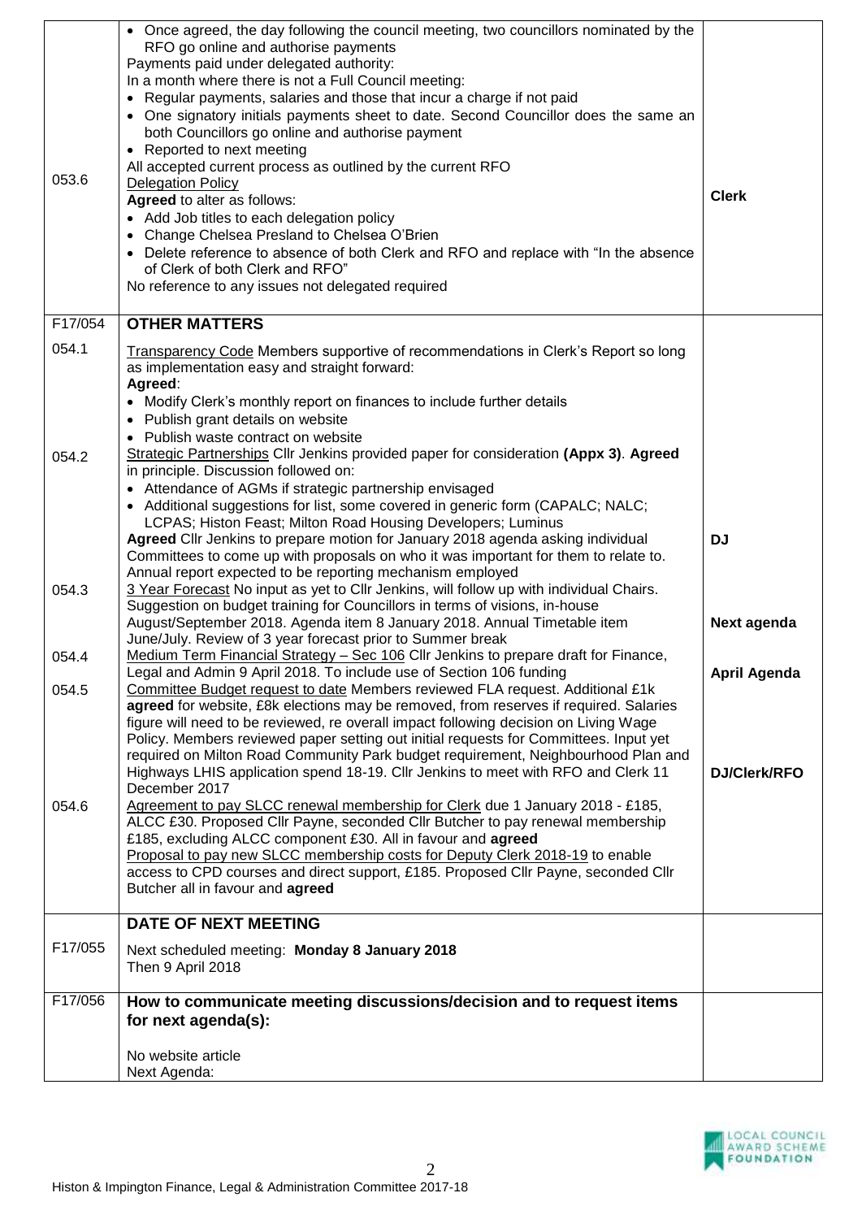| | | |
|---|---|---|
| 053.6 | • Once agreed, the day following the council meeting, two councillors nominated by the RFO go online and authorise payments<br>Payments paid under delegated authority:<br>In a month where there is not a Full Council meeting:<br>• Regular payments, salaries and those that incur a charge if not paid<br>• One signatory initials payments sheet to date. Second Councillor does the same an both Councillors go online and authorise payment<br>• Reported to next meeting<br>All accepted current process as outlined by the current RFO<br><u>Delegation Policy</u><br>**Agreed** to alter as follows:<br>• Add Job titles to each delegation policy<br>• Change Chelsea Presland to Chelsea O'Brien<br>• Delete reference to absence of both Clerk and RFO and replace with "In the absence of Clerk of both Clerk and RFO"<br>No reference to any issues not delegated required | **Clerk** |
| F17/054 | **OTHER MATTERS** | |
| 054.1 | <u>Transparency Code</u> Members supportive of recommendations in Clerk's Report so long as implementation easy and straight forward:<br>**Agreed**:<br>• Modify Clerk's monthly report on finances to include further details<br>• Publish grant details on website<br>• Publish waste contract on website | |
| 054.2 | <u>Strategic Partnerships</u> Cllr Jenkins provided paper for consideration **(Appx 3)**. **Agreed** in principle. Discussion followed on:<br>• Attendance of AGMs if strategic partnership envisaged<br>• Additional suggestions for list, some covered in generic form (CAPALC; NALC; LCPAS; Histon Feast; Milton Road Housing Developers; Luminus<br>**Agreed** Cllr Jenkins to prepare motion for January 2018 agenda asking individual Committees to come up with proposals on who it was important for them to relate to. Annual report expected to be reporting mechanism employed | **DJ** |
| 054.3 | <u>3 Year Forecast</u> No input as yet to Cllr Jenkins, will follow up with individual Chairs. Suggestion on budget training for Councillors in terms of visions, in-house August/September 2018. Agenda item 8 January 2018. Annual Timetable item June/July. Review of 3 year forecast prior to Summer break | **Next agenda** |
| 054.4 | <u>Medium Term Financial Strategy – Sec 106</u> Cllr Jenkins to prepare draft for Finance, Legal and Admin 9 April 2018. To include use of Section 106 funding | **April Agenda** |
| 054.5 | <u>Committee Budget request to date</u> Members reviewed FLA request. Additional £1k **agreed** for website, £8k elections may be removed, from reserves if required. Salaries figure will need to be reviewed, re overall impact following decision on Living Wage Policy. Members reviewed paper setting out initial requests for Committees. Input yet required on Milton Road Community Park budget requirement, Neighbourhood Plan and Highways LHIS application spend 18-19. Cllr Jenkins to meet with RFO and Clerk 11 December 2017 | **DJ/Clerk/RFO** |
| 054.6 | <u>Agreement to pay SLCC renewal membership for Clerk</u> due 1 January 2018 - £185, ALCC £30. Proposed Cllr Payne, seconded Cllr Butcher to pay renewal membership £185, excluding ALCC component £30. All in favour and **agreed**<br><u>Proposal to pay new SLCC membership costs for Deputy Clerk 2018-19</u> to enable access to CPD courses and direct support, £185. Proposed Cllr Payne, seconded Cllr Butcher all in favour and **agreed** | |
| | **DATE OF NEXT MEETING** | |
| F17/055 | Next scheduled meeting: **Monday 8 January 2018**<br>Then 9 April 2018 | |
| F17/056 | **How to communicate meeting discussions/decision and to request items for next agenda(s):**<br><br>No website article<br>Next Agenda: | |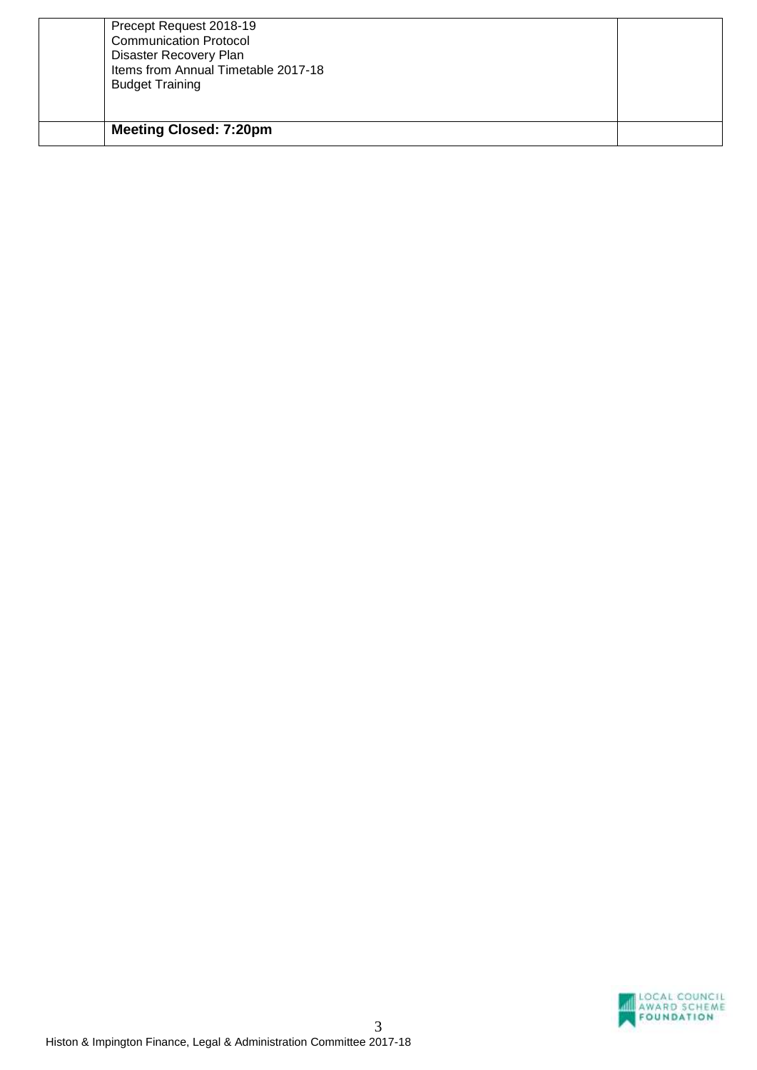| | | |
|---|---|---|
| | Precept Request 2018-19<br>Communication Protocol<br>Disaster Recovery Plan<br>Items from Annual Timetable 2017-18<br>Budget Training | |
| | **Meeting Closed: 7:20pm** | |